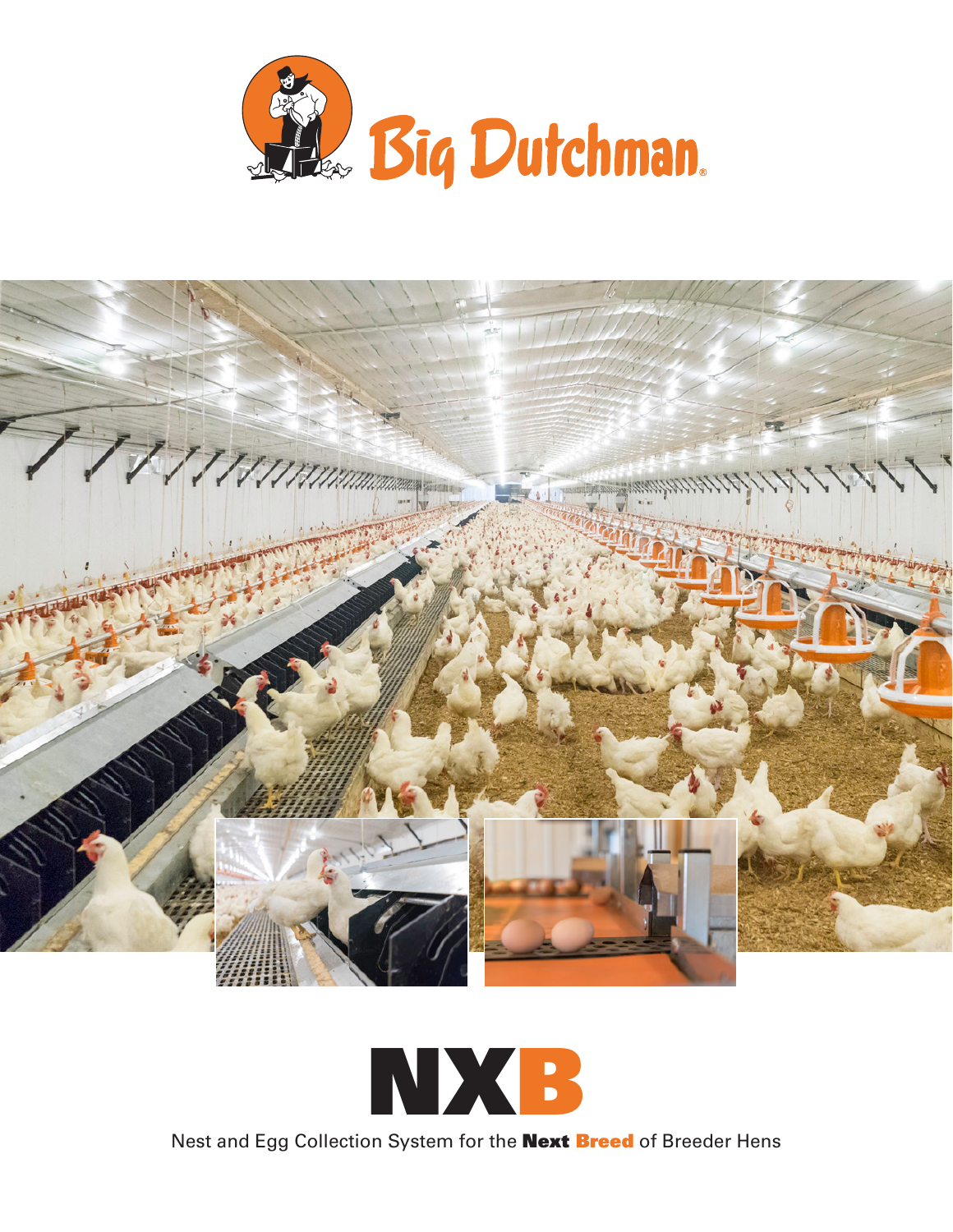Big Dutchman.

# NXB

Nest and Egg Collection System for the **Next Breed** of Breeder Hens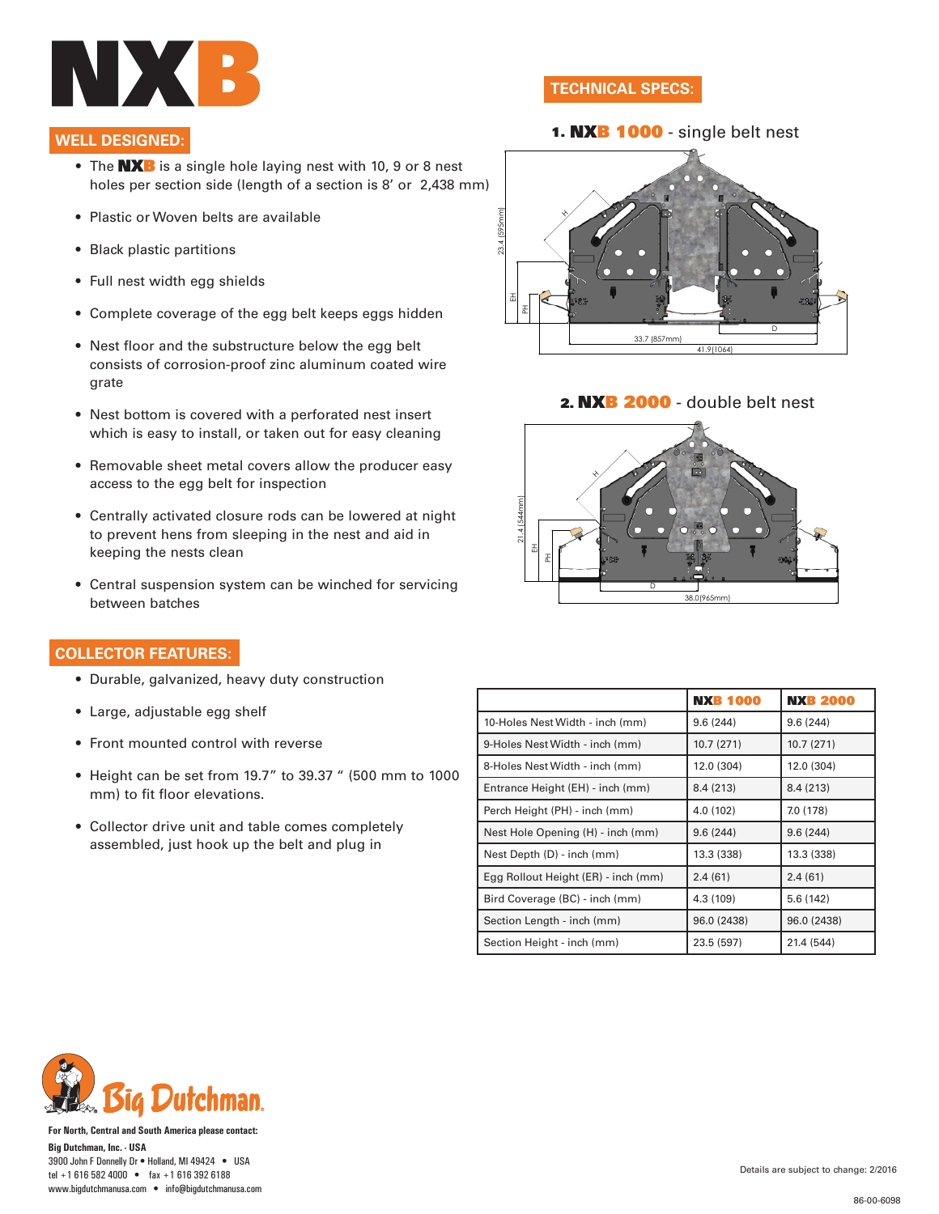# NXB

## WELL DESIGNED:

- The **NXB** is a single hole laying nest with 10, 9 or 8 nest holes per section side (length of a section is 8′ or 2,438 mm)
- Plastic or Woven belts are available
- Black plastic partitions
- Full nest width egg shields
- Complete coverage of the egg belt keeps eggs hidden
- Nest floor and the substructure below the egg belt consists of corrosion-proof zinc aluminum coated wire grate
- Nest bottom is covered with a perforated nest insert which is easy to install, or taken out for easy cleaning
- Removable sheet metal covers allow the producer easy access to the egg belt for inspection
- Centrally activated closure rods can be lowered at night to prevent hens from sleeping in the nest and aid in keeping the nests clean
- Central suspension system can be winched for servicing between batches

## COLLECTOR FEATURES:

- Durable, galvanized, heavy duty construction
- Large, adjustable egg shelf
- Front mounted control with reverse
- Height can be set from 19.7" to 39.37 " (500 mm to 1000 mm) to fit floor elevations.
- Collector drive unit and table comes completely assembled, just hook up the belt and plug in

## TECHNICAL SPECS:

### 1. NXB 1000 - single belt nest

23.4 (595mm)
H
EH
PH
D
33.7 (857mm)
41.9(1064)

### 2. NXB 2000 - double belt nest

21.4 (544mm)
H
EH
PH
D
38.0(965mm)

| | NXB 1000 | NXB 2000 |
|---|---|---|
| 10-Holes Nest Width - inch (mm) | 9.6 (244) | 9.6 (244) |
| 9-Holes Nest Width - inch (mm) | 10.7 (271) | 10.7 (271) |
| 8-Holes Nest Width - inch (mm) | 12.0 (304) | 12.0 (304) |
| Entrance Height (EH) - inch (mm) | 8.4 (213) | 8.4 (213) |
| Perch Height (PH) - inch (mm) | 4.0 (102) | 7.0 (178) |
| Nest Hole Opening (H) - inch (mm) | 9.6 (244) | 9.6 (244) |
| Nest Depth (D) - inch (mm) | 13.3 (338) | 13.3 (338) |
| Egg Rollout Height (ER) - inch (mm) | 2.4 (61) | 2.4 (61) |
| Bird Coverage (BC) - inch (mm) | 4.3 (109) | 5.6 (142) |
| Section Length - inch (mm) | 96.0 (2438) | 96.0 (2438) |
| Section Height - inch (mm) | 23.5 (597) | 21.4 (544) |

Big Dutchman.

**For North, Central and South America please contact:**

**Big Dutchman, Inc. · USA**
3900 John F Donnelly Dr • Holland, MI 49424 • USA
tel +1 616 582 4000 • fax +1 616 392 6188
www.bigdutchmanusa.com • info@bigdutchmanusa.com

Details are subject to change: 2/2016

86-00-6098